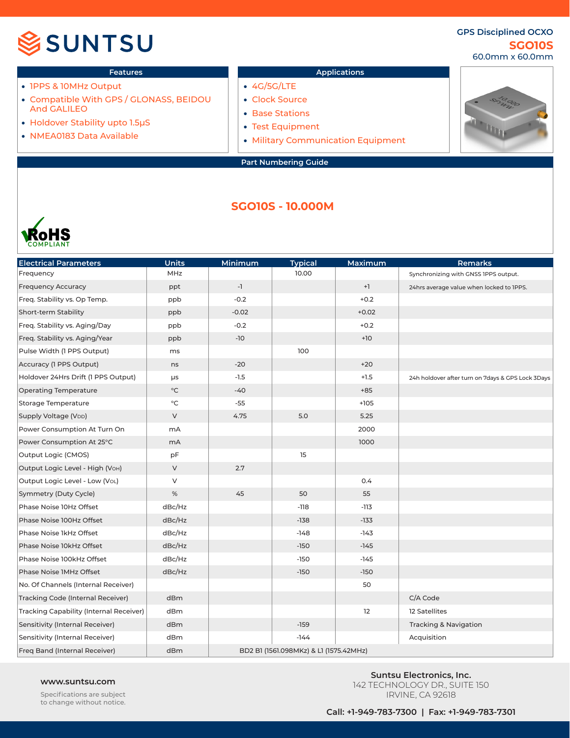# SUNTSU

**GPS Disciplined OCXO**
**SGO10S**
60.0mm x 60.0mm

## Features

- 1PPS & 10MHz Output
- Compatible With GPS / GLONASS, BEIDOU And GALILEO
- Holdover Stability upto 1.5μS
- NMEA0183 Data Available

## Applications

- 4G/5G/LTE
- Clock Source
- Base Stations
- Test Equipment
- Military Communication Equipment

## Part Numbering Guide

**SGO10S - 10.000M**

RoHS COMPLIANT

| Electrical Parameters | Units | Minimum | Typical | Maximum | Remarks |
|---|---|---|---|---|---|
| Frequency | MHz | | 10.00 | | Synchronizing with GNSS 1PPS output. |
| Frequency Accuracy | ppt | -1 | | +1 | 24hrs average value when locked to 1PPS. |
| Freq. Stability vs. Op Temp. | ppb | -0.2 | | +0.2 | |
| Short-term Stability | ppb | -0.02 | | +0.02 | |
| Freq. Stability vs. Aging/Day | ppb | -0.2 | | +0.2 | |
| Freq. Stability vs. Aging/Year | ppb | -10 | | +10 | |
| Pulse Width (1 PPS Output) | ms | | 100 | | |
| Accuracy (1 PPS Output) | ns | -20 | | +20 | |
| Holdover 24Hrs Drift (1 PPS Output) | μs | -1.5 | | +1.5 | 24h holdover after turn on 7days & GPS Lock 3Days |
| Operating Temperature | °C | -40 | | +85 | |
| Storage Temperature | °C | -55 | | +105 | |
| Supply Voltage ($V_{DD}$) | V | 4.75 | 5.0 | 5.25 | |
| Power Consumption At Turn On | mA | | | 2000 | |
| Power Consumption At 25°C | mA | | | 1000 | |
| Output Logic (CMOS) | pF | | 15 | | |
| Output Logic Level - High ($V_{OH}$) | V | 2.7 | | | |
| Output Logic Level - Low ($V_{OL}$) | V | | | 0.4 | |
| Symmetry (Duty Cycle) | % | 45 | 50 | 55 | |
| Phase Noise 10Hz Offset | dBc/Hz | | -118 | -113 | |
| Phase Noise 100Hz Offset | dBc/Hz | | -138 | -133 | |
| Phase Noise 1kHz Offset | dBc/Hz | | -148 | -143 | |
| Phase Noise 10kHz Offset | dBc/Hz | | -150 | -145 | |
| Phase Noise 100kHz Offset | dBc/Hz | | -150 | -145 | |
| Phase Noise 1MHz Offset | dBc/Hz | | -150 | -150 | |
| No. Of Channels (Internal Receiver) | | | | 50 | |
| Tracking Code (Internal Receiver) | dBm | | | | C/A Code |
| Tracking Capability (Internal Receiver) | dBm | | | 12 | 12 Satellites |
| Sensitivity (Internal Receiver) | dBm | | -159 | | Tracking & Navigation |
| Sensitivity (Internal Receiver) | dBm | | -144 | | Acquisition |
| Freq Band (Internal Receiver) | dBm | BD2 B1 (1561.098MKz) & L1 (1575.42MHz) | | | |

www.suntsu.com

Specifications are subject to change without notice.

**Suntsu Electronics, Inc.**
142 TECHNOLOGY DR., SUITE 150
IRVINE, CA 92618

**Call: +1-949-783-7300 | Fax: +1-949-783-7301**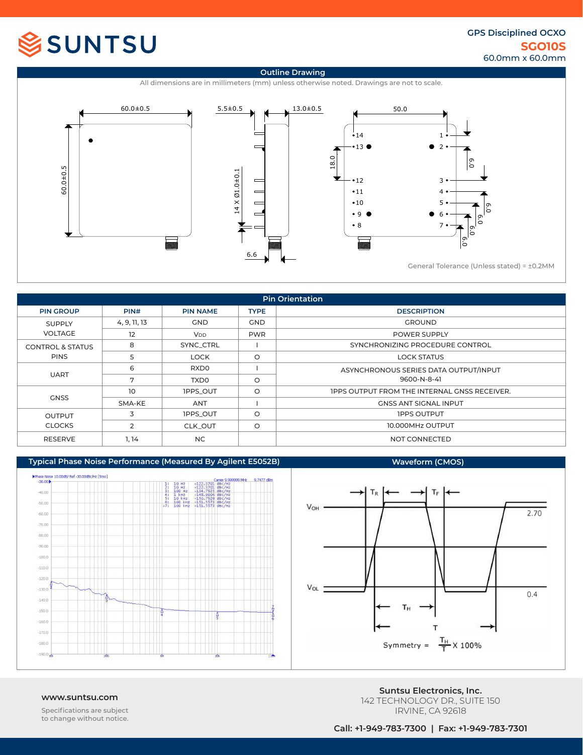GPS Disciplined OCXO
**SGO10S**
60.0mm x 60.0mm

## Outline Drawing

All dimensions are in millimeters (mm) unless otherwise noted. Drawings are not to scale.

General Tolerance (Unless stated) = ±0.2MM

## Pin Orientation

| PIN GROUP | PIN# | PIN NAME | TYPE | DESCRIPTION |
|---|---|---|---|---|
| SUPPLY VOLTAGE | 4, 9, 11, 13 | GND | GND | GROUND |
| | 12 | $V_{DD}$ | PWR | POWER SUPPLY |
| CONTROL & STATUS PINS | 8 | SYNC_CTRL | I | SYNCHRONIZING PROCEDURE CONTROL |
| | 5 | LOCK | O | LOCK STATUS |
| UART | 6 | RXD0 | I | ASYNCHRONOUS SERIES DATA OUTPUT/INPUT 9600-N-8-41 |
| | 7 | TXD0 | O | |
| GNSS | 10 | 1PPS_OUT | O | 1PPS OUTPUT FROM THE INTERNAL GNSS RECEIVER. |
| | SMA-KE | ANT | I | GNSS ANT SIGNAL INPUT |
| OUTPUT CLOCKS | 3 | 1PPS_OUT | O | 1PPS OUTPUT |
| | 2 | CLK_OUT | O | 10.000MHz OUTPUT |
| RESERVE | 1, 14 | NC | | NOT CONNECTED |

## Typical Phase Noise Performance (Measured By Agilent E5052B)

| Marker | Offset | Phase Noise |
|---|---|---|
| 1 | 10 Hz | -122.3701 dBc/Hz |
| 2 | 10 Hz | -122.3701 dBc/Hz |
| 3 | 100 Hz | -134.7923 dBc/Hz |
| 4 | 1 kHz | -148.0006 dBc/Hz |
| 5 | 10 kHz | -150.7928 dBc/Hz |
| 6 | 100 kHz | -151.5573 dBc/Hz |
| 7 | 100 kHz | -151.5573 dBc/Hz |

Carrier 9.999999 MHz, 9.7477 dBm

## Waveform (CMOS)

$V_{OH}$ = 2.70, $V_{OL}$ = 0.4

$$\text{Symmetry} = \frac{T_H}{T} \times 100\%$$

www.suntsu.com

Specifications are subject to change without notice.

**Suntsu Electronics, Inc.**
142 TECHNOLOGY DR., SUITE 150
IRVINE, CA 92618

**Call: +1-949-783-7300 | Fax: +1-949-783-7301**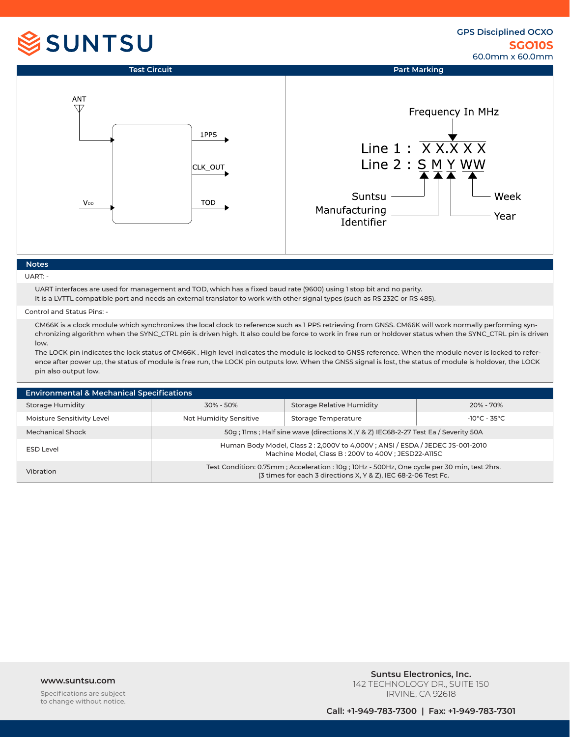## Test Circuit

ANT

1PPS

CLK_OUT

$V_{DD}$

TOD

## Part Marking

Frequency In MHz

Line 1 : X X.X X X

Line 2 : S M Y WW

Suntsu Manufacturing Identifier

Year

Week

## Notes

UART: -

UART interfaces are used for management and TOD, which has a fixed baud rate (9600) using 1 stop bit and no parity.
It is a LVTTL compatible port and needs an external translator to work with other signal types (such as RS 232C or RS 485).

Control and Status Pins: -

CM66K is a clock module which synchronizes the local clock to reference such as 1 PPS retrieving from GNSS. CM66K will work normally performing synchronizing algorithm when the SYNC_CTRL pin is driven high. It also could be force to work in free run or holdover status when the SYNC_CTRL pin is driven low.
The LOCK pin indicates the lock status of CM66K . High level indicates the module is locked to GNSS reference. When the module never is locked to reference after power up, the status of module is free run, the LOCK pin outputs low. When the GNSS signal is lost, the status of module is holdover, the LOCK pin also output low.

## Environmental & Mechanical Specifications

| | | | |
|---|---|---|---|
| Storage Humidity | 30% - 50% | Storage Relative Humidity | 20% - 70% |
| Moisture Sensitivity Level | Not Humidity Sensitive | Storage Temperature | -10°C - 35°C |
| Mechanical Shock | 50g ; 11ms ; Half sine wave (directions X ,Y & Z) IEC68-2-27 Test Ea / Severity 50A | | |
| ESD Level | Human Body Model, Class 2 : 2,000V to 4,000V ; ANSI / ESDA / JEDEC JS-001-2010<br>Machine Model, Class B : 200V to 400V ; JESD22-A115C | | |
| Vibration | Test Condition: 0.75mm ; Acceleration : 10g ; 10Hz - 500Hz, One cycle per 30 min, test 2hrs.<br>(3 times for each 3 directions X, Y & Z), IEC 68-2-06 Test Fc. | | |